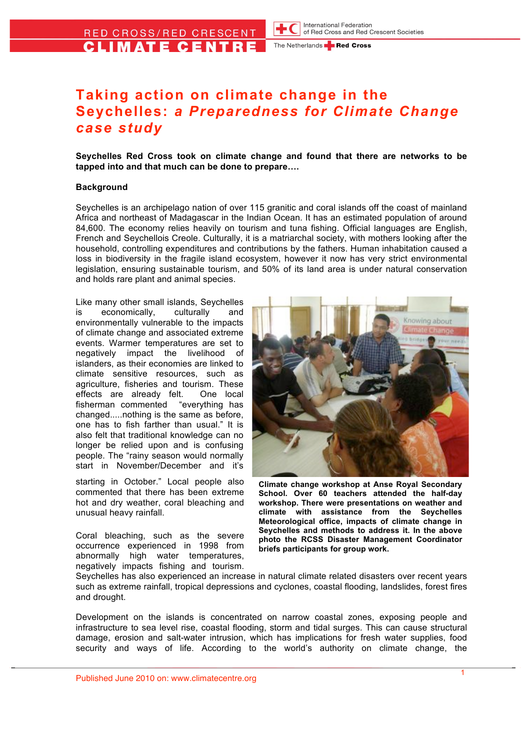RED CROSS/RED CRESCENT
CLIMATE CENTRE

International Federation of Red Cross and Red Crescent Societies

The Netherlands Red Cross

# Taking action on climate change in the Seychelles: *a Preparedness for Climate Change case study*

**Seychelles Red Cross took on climate change and found that there are networks to be tapped into and that much can be done to prepare….**

**Background**

Seychelles is an archipelago nation of over 115 granitic and coral islands off the coast of mainland Africa and northeast of Madagascar in the Indian Ocean. It has an estimated population of around 84,600. The economy relies heavily on tourism and tuna fishing. Official languages are English, French and Seychellois Creole. Culturally, it is a matriarchal society, with mothers looking after the household, controlling expenditures and contributions by the fathers. Human inhabitation caused a loss in biodiversity in the fragile island ecosystem, however it now has very strict environmental legislation, ensuring sustainable tourism, and 50% of its land area is under natural conservation and holds rare plant and animal species.

Like many other small islands, Seychelles is economically, culturally and environmentally vulnerable to the impacts of climate change and associated extreme events. Warmer temperatures are set to negatively impact the livelihood of islanders, as their economies are linked to climate sensitive resources, such as agriculture, fisheries and tourism. These effects are already felt. One local fisherman commented "everything has changed.....nothing is the same as before, one has to fish farther than usual." It is also felt that traditional knowledge can no longer be relied upon and is confusing people. The "rainy season would normally start in November/December and it's starting in October." Local people also commented that there has been extreme hot and dry weather, coral bleaching and unusual heavy rainfall.

**Climate change workshop at Anse Royal Secondary School. Over 60 teachers attended the half-day workshop. There were presentations on weather and climate with assistance from the Seychelles Meteorological office, impacts of climate change in Seychelles and methods to address it. In the above photo the RCSS Disaster Management Coordinator briefs participants for group work.**

Coral bleaching, such as the severe occurrence experienced in 1998 from abnormally high water temperatures, negatively impacts fishing and tourism. Seychelles has also experienced an increase in natural climate related disasters over recent years such as extreme rainfall, tropical depressions and cyclones, coastal flooding, landslides, forest fires and drought.

Development on the islands is concentrated on narrow coastal zones, exposing people and infrastructure to sea level rise, coastal flooding, storm and tidal surges. This can cause structural damage, erosion and salt-water intrusion, which has implications for fresh water supplies, food security and ways of life. According to the world's authority on climate change, the

Published June 2010 on: www.climatecentre.org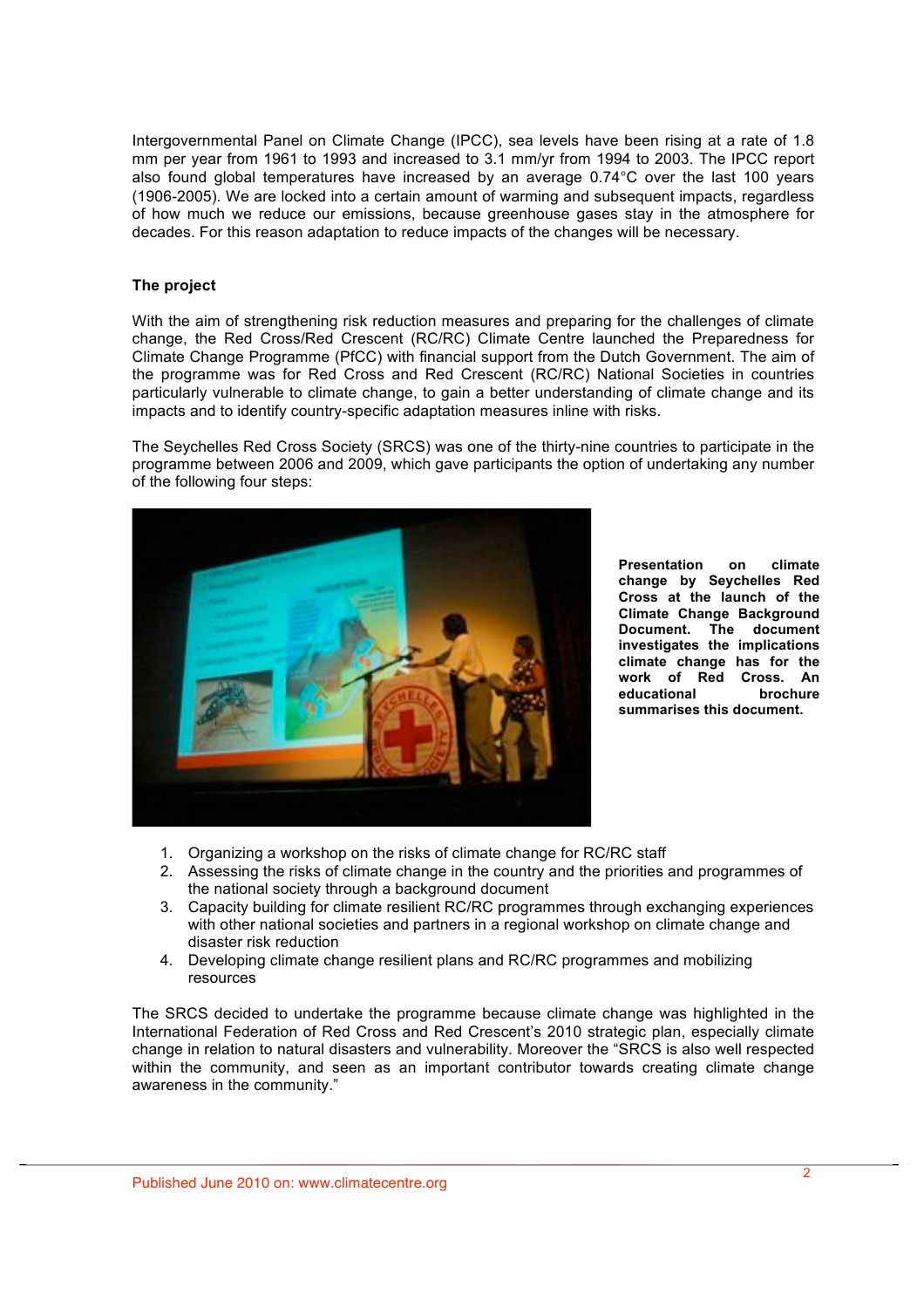Intergovernmental Panel on Climate Change (IPCC), sea levels have been rising at a rate of 1.8 mm per year from 1961 to 1993 and increased to 3.1 mm/yr from 1994 to 2003. The IPCC report also found global temperatures have increased by an average 0.74°C over the last 100 years (1906-2005). We are locked into a certain amount of warming and subsequent impacts, regardless of how much we reduce our emissions, because greenhouse gases stay in the atmosphere for decades. For this reason adaptation to reduce impacts of the changes will be necessary.

**The project**

With the aim of strengthening risk reduction measures and preparing for the challenges of climate change, the Red Cross/Red Crescent (RC/RC) Climate Centre launched the Preparedness for Climate Change Programme (PfCC) with financial support from the Dutch Government. The aim of the programme was for Red Cross and Red Crescent (RC/RC) National Societies in countries particularly vulnerable to climate change, to gain a better understanding of climate change and its impacts and to identify country-specific adaptation measures inline with risks.

The Seychelles Red Cross Society (SRCS) was one of the thirty-nine countries to participate in the programme between 2006 and 2009, which gave participants the option of undertaking any number of the following four steps:

**Presentation on climate change by Seychelles Red Cross at the launch of the Climate Change Background Document. The document investigates the implications climate change has for the work of Red Cross. An educational brochure summarises this document.**

1. Organizing a workshop on the risks of climate change for RC/RC staff
2. Assessing the risks of climate change in the country and the priorities and programmes of the national society through a background document
3. Capacity building for climate resilient RC/RC programmes through exchanging experiences with other national societies and partners in a regional workshop on climate change and disaster risk reduction
4. Developing climate change resilient plans and RC/RC programmes and mobilizing resources

The SRCS decided to undertake the programme because climate change was highlighted in the International Federation of Red Cross and Red Crescent's 2010 strategic plan, especially climate change in relation to natural disasters and vulnerability. Moreover the "SRCS is also well respected within the community, and seen as an important contributor towards creating climate change awareness in the community."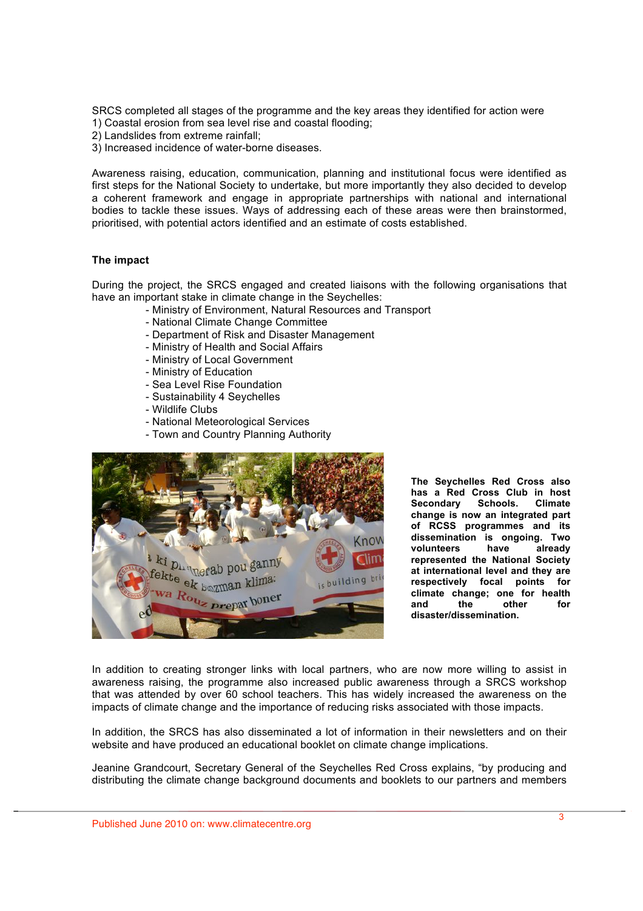SRCS completed all stages of the programme and the key areas they identified for action were
1) Coastal erosion from sea level rise and coastal flooding;
2) Landslides from extreme rainfall;
3) Increased incidence of water-borne diseases.

Awareness raising, education, communication, planning and institutional focus were identified as first steps for the National Society to undertake, but more importantly they also decided to develop a coherent framework and engage in appropriate partnerships with national and international bodies to tackle these issues. Ways of addressing each of these areas were then brainstormed, prioritised, with potential actors identified and an estimate of costs established.

**The impact**

During the project, the SRCS engaged and created liaisons with the following organisations that have an important stake in climate change in the Seychelles:

- Ministry of Environment, Natural Resources and Transport
- National Climate Change Committee
- Department of Risk and Disaster Management
- Ministry of Health and Social Affairs
- Ministry of Local Government
- Ministry of Education
- Sea Level Rise Foundation
- Sustainability 4 Seychelles
- Wildlife Clubs
- National Meteorological Services
- Town and Country Planning Authority

**The Seychelles Red Cross also has a Red Cross Club in host Secondary Schools. Climate change is now an integrated part of RCSS programmes and its dissemination is ongoing. Two volunteers have already represented the National Society at international level and they are respectively focal points for climate change; one for health and the other for disaster/dissemination.**

In addition to creating stronger links with local partners, who are now more willing to assist in awareness raising, the programme also increased public awareness through a SRCS workshop that was attended by over 60 school teachers. This has widely increased the awareness on the impacts of climate change and the importance of reducing risks associated with those impacts.

In addition, the SRCS has also disseminated a lot of information in their newsletters and on their website and have produced an educational booklet on climate change implications.

Jeanine Grandcourt, Secretary General of the Seychelles Red Cross explains, "by producing and distributing the climate change background documents and booklets to our partners and members

Published June 2010 on: www.climatecentre.org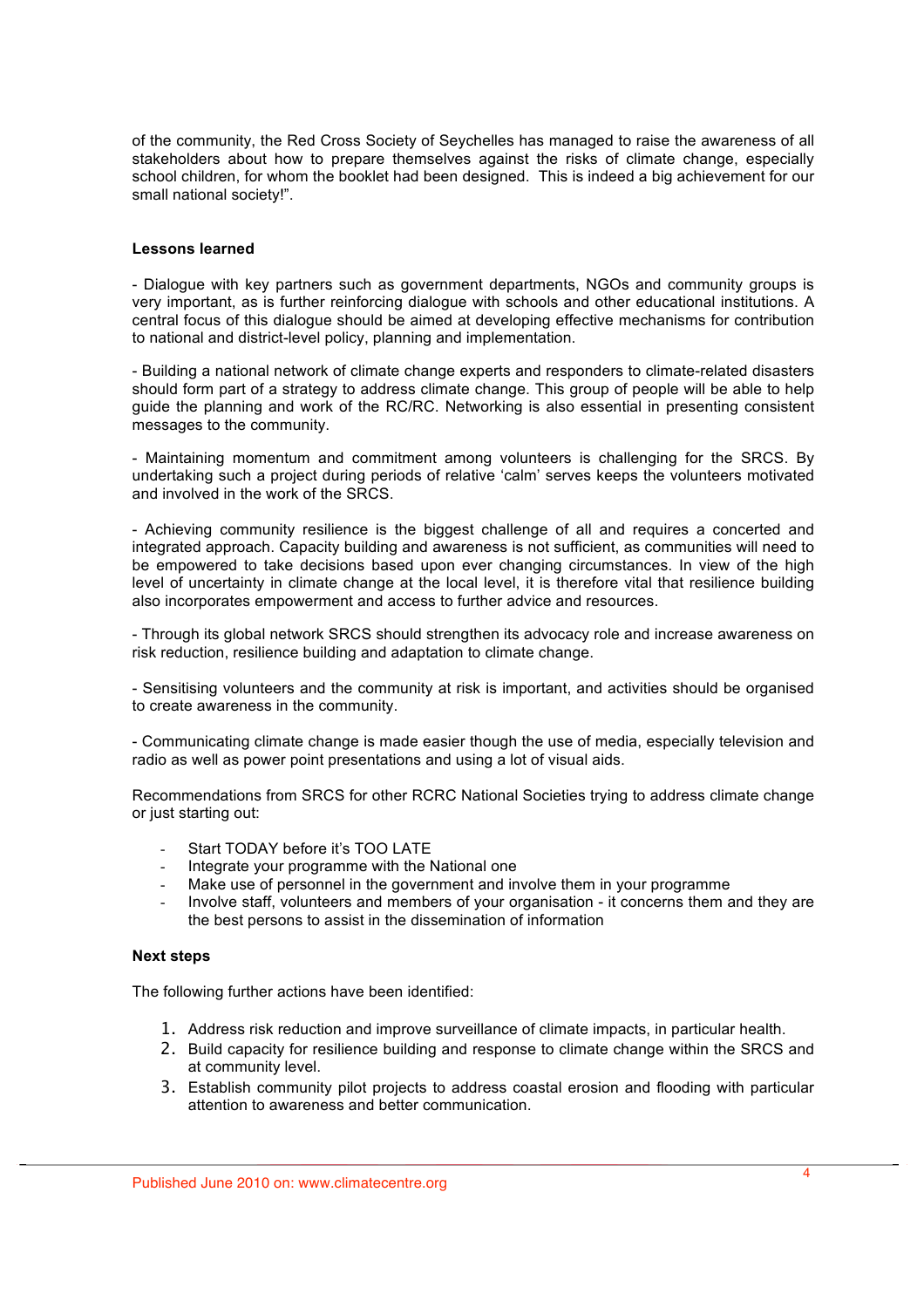of the community, the Red Cross Society of Seychelles has managed to raise the awareness of all stakeholders about how to prepare themselves against the risks of climate change, especially school children, for whom the booklet had been designed. This is indeed a big achievement for our small national society!".

**Lessons learned**

- Dialogue with key partners such as government departments, NGOs and community groups is very important, as is further reinforcing dialogue with schools and other educational institutions. A central focus of this dialogue should be aimed at developing effective mechanisms for contribution to national and district-level policy, planning and implementation.

- Building a national network of climate change experts and responders to climate-related disasters should form part of a strategy to address climate change. This group of people will be able to help guide the planning and work of the RC/RC. Networking is also essential in presenting consistent messages to the community.

- Maintaining momentum and commitment among volunteers is challenging for the SRCS. By undertaking such a project during periods of relative 'calm' serves keeps the volunteers motivated and involved in the work of the SRCS.

- Achieving community resilience is the biggest challenge of all and requires a concerted and integrated approach. Capacity building and awareness is not sufficient, as communities will need to be empowered to take decisions based upon ever changing circumstances. In view of the high level of uncertainty in climate change at the local level, it is therefore vital that resilience building also incorporates empowerment and access to further advice and resources.

- Through its global network SRCS should strengthen its advocacy role and increase awareness on risk reduction, resilience building and adaptation to climate change.

- Sensitising volunteers and the community at risk is important, and activities should be organised to create awareness in the community.

- Communicating climate change is made easier though the use of media, especially television and radio as well as power point presentations and using a lot of visual aids.

Recommendations from SRCS for other RCRC National Societies trying to address climate change or just starting out:

- Start TODAY before it's TOO LATE
- Integrate your programme with the National one
- Make use of personnel in the government and involve them in your programme
- Involve staff, volunteers and members of your organisation - it concerns them and they are the best persons to assist in the dissemination of information

**Next steps**

The following further actions have been identified:

1. Address risk reduction and improve surveillance of climate impacts, in particular health.
2. Build capacity for resilience building and response to climate change within the SRCS and at community level.
3. Establish community pilot projects to address coastal erosion and flooding with particular attention to awareness and better communication.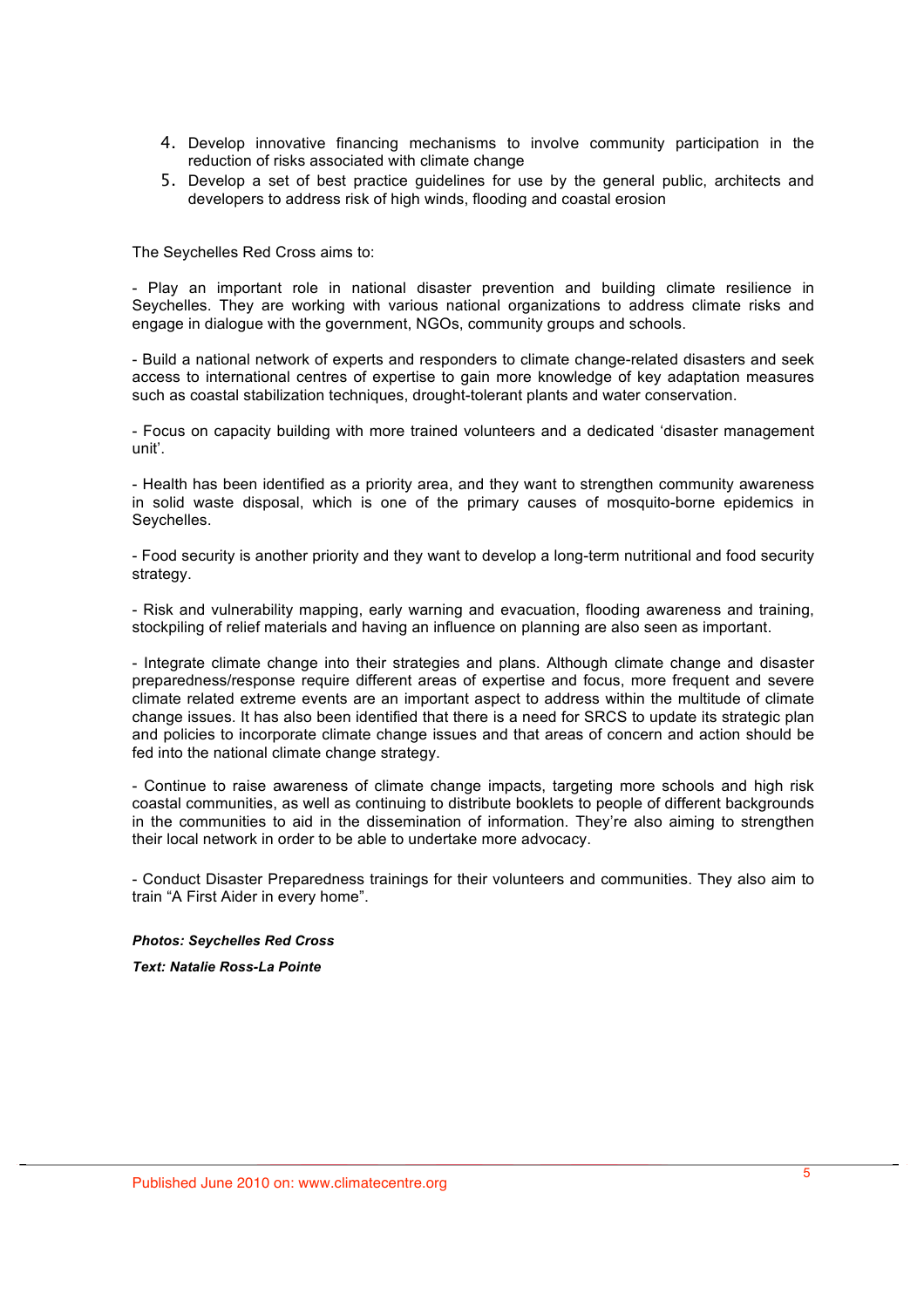4. Develop innovative financing mechanisms to involve community participation in the reduction of risks associated with climate change
5. Develop a set of best practice guidelines for use by the general public, architects and developers to address risk of high winds, flooding and coastal erosion

The Seychelles Red Cross aims to:

- Play an important role in national disaster prevention and building climate resilience in Seychelles. They are working with various national organizations to address climate risks and engage in dialogue with the government, NGOs, community groups and schools.

- Build a national network of experts and responders to climate change-related disasters and seek access to international centres of expertise to gain more knowledge of key adaptation measures such as coastal stabilization techniques, drought-tolerant plants and water conservation.

- Focus on capacity building with more trained volunteers and a dedicated 'disaster management unit'.

- Health has been identified as a priority area, and they want to strengthen community awareness in solid waste disposal, which is one of the primary causes of mosquito-borne epidemics in Seychelles.

- Food security is another priority and they want to develop a long-term nutritional and food security strategy.

- Risk and vulnerability mapping, early warning and evacuation, flooding awareness and training, stockpiling of relief materials and having an influence on planning are also seen as important.

- Integrate climate change into their strategies and plans. Although climate change and disaster preparedness/response require different areas of expertise and focus, more frequent and severe climate related extreme events are an important aspect to address within the multitude of climate change issues. It has also been identified that there is a need for SRCS to update its strategic plan and policies to incorporate climate change issues and that areas of concern and action should be fed into the national climate change strategy.

- Continue to raise awareness of climate change impacts, targeting more schools and high risk coastal communities, as well as continuing to distribute booklets to people of different backgrounds in the communities to aid in the dissemination of information. They're also aiming to strengthen their local network in order to be able to undertake more advocacy.

- Conduct Disaster Preparedness trainings for their volunteers and communities. They also aim to train "A First Aider in every home".

***Photos: Seychelles Red Cross***

***Text: Natalie Ross-La Pointe***

Published June 2010 on: www.climatecentre.org